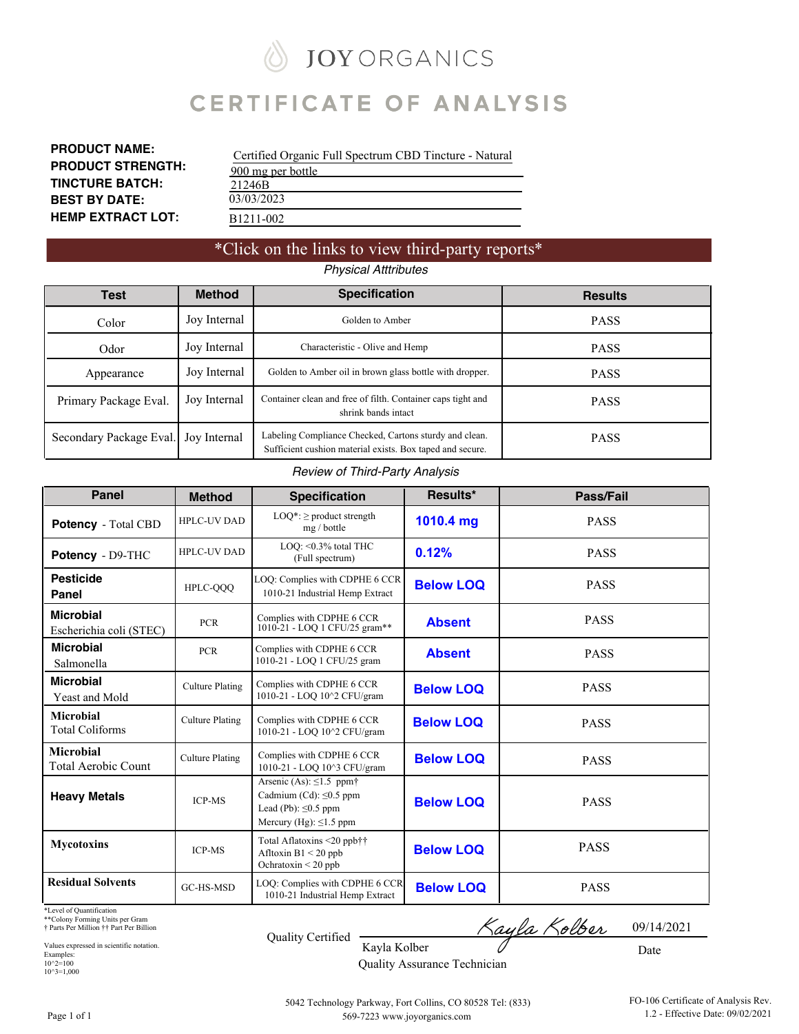# JOY ORGANICS

# CERTIFICATE OF ANALYSIS

**PRODUCT NAME:** Certified Organic Full Spectrum CBD Tincture - Natural
**PRODUCT STRENGTH:** 900 mg per bottle
**TINCTURE BATCH:** 21246B
**BEST BY DATE:** 03/03/2023
**HEMP EXTRACT LOT:** B1211-002

## *Click on the links to view third-party reports*

*Physical Atttributes*

| Test | Method | Specification | Results |
|---|---|---|---|
| Color | Joy Internal | Golden to Amber | PASS |
| Odor | Joy Internal | Characteristic - Olive and Hemp | PASS |
| Appearance | Joy Internal | Golden to Amber oil in brown glass bottle with dropper. | PASS |
| Primary Package Eval. | Joy Internal | Container clean and free of filth. Container caps tight and shrink bands intact | PASS |
| Secondary Package Eval. | Joy Internal | Labeling Compliance Checked, Cartons sturdy and clean. Sufficient cushion material exists. Box taped and secure. | PASS |

*Review of Third-Party Analysis*

| Panel | Method | Specification | Results* | Pass/Fail |
|---|---|---|---|---|
| **Potency** - Total CBD | HPLC-UV DAD | LOQ*: ≥ product strength mg / bottle | **1010.4 mg** | PASS |
| **Potency** - D9-THC | HPLC-UV DAD | LOQ: <0.3% total THC (Full spectrum) | **0.12%** | PASS |
| **Pesticide Panel** | HPLC-QQQ | LOQ: Complies with CDPHE 6 CCR 1010-21 Industrial Hemp Extract | **Below LOQ** | PASS |
| **Microbial** Escherichia coli (STEC) | PCR | Complies with CDPHE 6 CCR 1010-21 - LOQ 1 CFU/25 gram** | **Absent** | PASS |
| **Microbial** Salmonella | PCR | Complies with CDPHE 6 CCR 1010-21 - LOQ 1 CFU/25 gram | **Absent** | PASS |
| **Microbial** Yeast and Mold | Culture Plating | Complies with CDPHE 6 CCR 1010-21 - LOQ 10^2 CFU/gram | **Below LOQ** | PASS |
| **Microbial** Total Coliforms | Culture Plating | Complies with CDPHE 6 CCR 1010-21 - LOQ 10^2 CFU/gram | **Below LOQ** | PASS |
| **Microbial** Total Aerobic Count | Culture Plating | Complies with CDPHE 6 CCR 1010-21 - LOQ 10^3 CFU/gram | **Below LOQ** | PASS |
| **Heavy Metals** | ICP-MS | Arsenic (As): ≤1.5 ppm† Cadmium (Cd): ≤0.5 ppm Lead (Pb): ≤0.5 ppm Mercury (Hg): ≤1.5 ppm | **Below LOQ** | PASS |
| **Mycotoxins** | ICP-MS | Total Aflatoxins <20 ppb†† Afltoxin B1 < 20 ppb Ochratoxin < 20 ppb | **Below LOQ** | PASS |
| **Residual Solvents** | GC-HS-MSD | LOQ: Complies with CDPHE 6 CCR 1010-21 Industrial Hemp Extract | **Below LOQ** | PASS |

*Level of Quantification
**Colony Forming Units per Gram
† Parts Per Million †† Part Per Billion

Values expressed in scientific notation.
Examples:
10^2=100
10^3=1,000

Quality Certified: Kayla Kolber, Quality Assurance Technician — Date: 09/14/2021

5042 Technology Parkway, Fort Collins, CO 80528 Tel: (833) 569-7223 www.joyorganics.com

FO-106 Certificate of Analysis Rev. 1.2 - Effective Date: 09/02/2021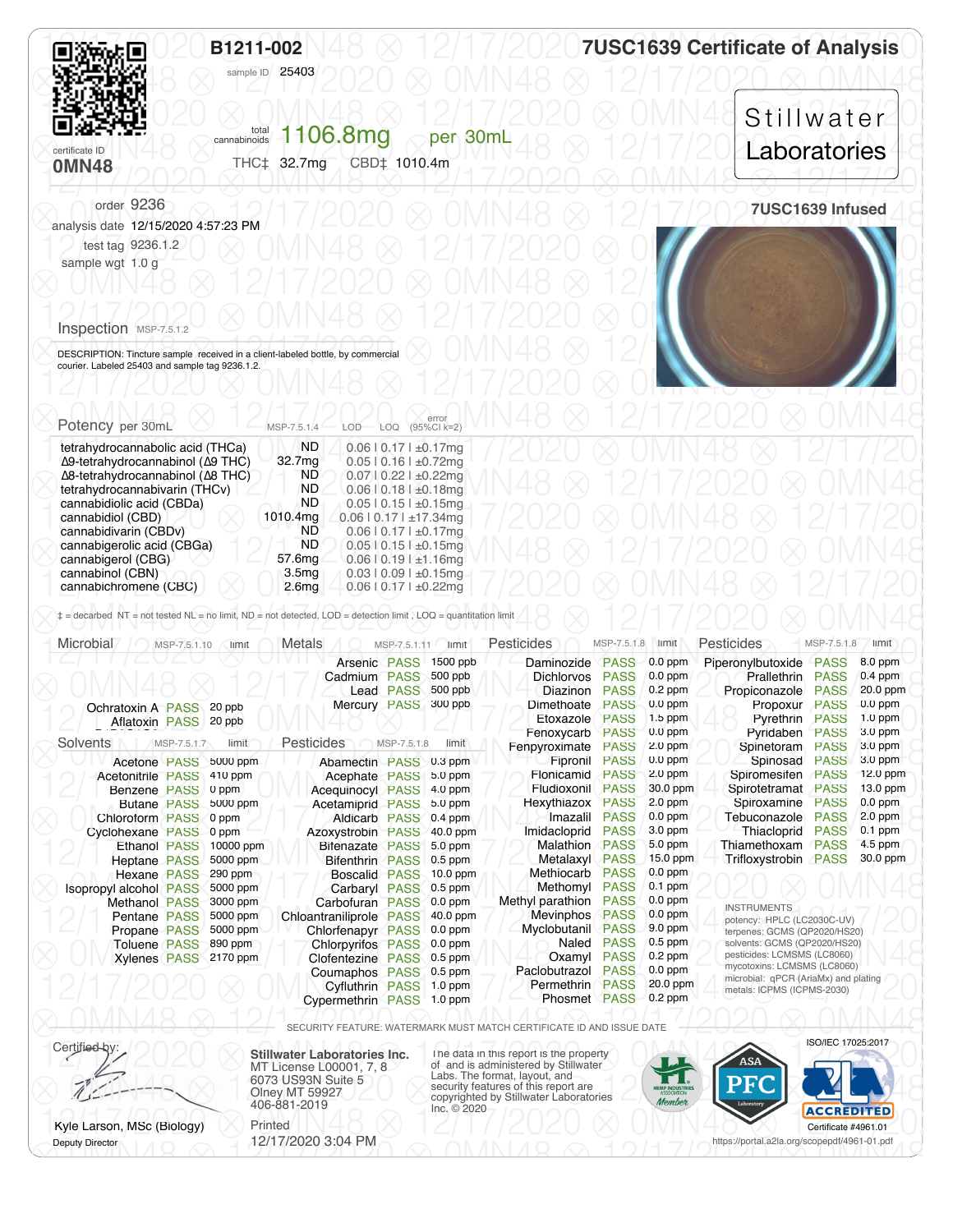# B1211-002

sample ID 25403

certificate ID **0MN48**

total cannabinoids **1106.8mg** per 30mL

THC‡ 32.7mg CBD‡ 1010.4m

# 7USC1639 Certificate of Analysis

Stillwater Laboratories

order 9236
analysis date 12/15/2020 4:57:23 PM
test tag 9236.1.2
sample wgt 1.0 g

**7USC1639 Infused**

## Inspection MSP-7.5.1.2

DESCRIPTION: Tincture sample received in a client-labeled bottle, by commercial courier. Labeled 25403 and sample tag 9236.1.2.

## Potency per 30mL

| MSP-7.5.1.4 | | LOD \| LOQ \| error (95%CI k=2) |
|---|---|---|
| tetrahydrocannabolic acid (THCa) | ND | 0.06 \| 0.17 \| ±0.17mg |
| Δ9-tetrahydrocannabinol (Δ9 THC) | 32.7mg | 0.05 \| 0.16 \| ±0.72mg |
| Δ8-tetrahydrocannabinol (Δ8 THC) | ND | 0.07 \| 0.22 \| ±0.22mg |
| tetrahydrocannabivarin (THCv) | ND | 0.06 \| 0.18 \| ±0.18mg |
| cannabidiolic acid (CBDa) | ND | 0.05 \| 0.15 \| ±0.15mg |
| cannabidiol (CBD) | 1010.4mg | 0.06 \| 0.17 \| ±17.34mg |
| cannabidivarin (CBDv) | ND | 0.06 \| 0.17 \| ±0.17mg |
| cannabigerolic acid (CBGa) | ND | 0.05 \| 0.15 \| ±0.15mg |
| cannabigerol (CBG) | 57.6mg | 0.06 \| 0.19 \| ±1.16mg |
| cannabinol (CBN) | 3.5mg | 0.03 \| 0.09 \| ±0.15mg |
| cannabichromene (CBC) | 2.6mg | 0.06 \| 0.17 \| ±0.22mg |

‡ = decarbed NT = not tested NL = no limit, ND = not detected, LOD = detection limit , LOQ = quantitation limit

## Microbial MSP-7.5.1.10

| | | limit |
|---|---|---|
| Ochratoxin A | PASS | 20 ppb |
| Aflatoxin | PASS | 20 ppb |

## Metals MSP-7.5.1.11

| | | limit |
|---|---|---|
| Arsenic | PASS | 1500 ppb |
| Cadmium | PASS | 500 ppb |
| Lead | PASS | 500 ppb |
| Mercury | PASS | 300 ppb |

## Solvents MSP-7.5.1.7

| | | limit |
|---|---|---|
| Acetone | PASS | 5000 ppm |
| Acetonitrile | PASS | 410 ppm |
| Benzene | PASS | 0 ppm |
| Butane | PASS | 5000 ppm |
| Chloroform | PASS | 0 ppm |
| Cyclohexane | PASS | 0 ppm |
| Ethanol | PASS | 10000 ppm |
| Heptane | PASS | 5000 ppm |
| Hexane | PASS | 290 ppm |
| Isopropyl alcohol | PASS | 5000 ppm |
| Methanol | PASS | 3000 ppm |
| Pentane | PASS | 5000 ppm |
| Propane | PASS | 5000 ppm |
| Toluene | PASS | 890 ppm |
| Xylenes | PASS | 2170 ppm |

## Pesticides MSP-7.5.1.8

| | | limit |
|---|---|---|
| Abamectin | PASS | 0.3 ppm |
| Acephate | PASS | 5.0 ppm |
| Acequinocyl | PASS | 4.0 ppm |
| Acetamiprid | PASS | 5.0 ppm |
| Aldicarb | PASS | 0.4 ppm |
| Azoxystrobin | PASS | 40.0 ppm |
| Bifenazate | PASS | 5.0 ppm |
| Bifenthrin | PASS | 0.5 ppm |
| Boscalid | PASS | 10.0 ppm |
| Carbaryl | PASS | 0.5 ppm |
| Carbofuran | PASS | 0.0 ppm |
| Chloantraniliprole | PASS | 40.0 ppm |
| Chlorfenapyr | PASS | 0.0 ppm |
| Chlorpyrifos | PASS | 0.0 ppm |
| Clofentezine | PASS | 0.5 ppm |
| Coumaphos | PASS | 0.5 ppm |
| Cyfluthrin | PASS | 1.0 ppm |
| Cypermethrin | PASS | 1.0 ppm |
| Daminozide | PASS | 0.0 ppm |
| Dichlorvos | PASS | 0.0 ppm |
| Diazinon | PASS | 0.2 ppm |
| Dimethoate | PASS | 0.0 ppm |
| Etoxazole | PASS | 1.5 ppm |
| Fenoxycarb | PASS | 0.0 ppm |
| Fenpyroximate | PASS | 2.0 ppm |
| Fipronil | PASS | 0.0 ppm |
| Flonicamid | PASS | 2.0 ppm |
| Fludioxonil | PASS | 30.0 ppm |
| Hexythiazox | PASS | 2.0 ppm |
| Imazalil | PASS | 0.0 ppm |
| Imidacloprid | PASS | 3.0 ppm |
| Malathion | PASS | 5.0 ppm |
| Metalaxyl | PASS | 15.0 ppm |
| Methiocarb | PASS | 0.0 ppm |
| Methomyl | PASS | 0.1 ppm |
| Methyl parathion | PASS | 0.0 ppm |
| Mevinphos | PASS | 0.0 ppm |
| Myclobutanil | PASS | 9.0 ppm |
| Naled | PASS | 0.5 ppm |
| Oxamyl | PASS | 0.2 ppm |
| Paclobutrazol | PASS | 0.0 ppm |
| Permethrin | PASS | 20.0 ppm |
| Phosmet | PASS | 0.2 ppm |
| Piperonylbutoxide | PASS | 8.0 ppm |
| Prallethrin | PASS | 0.4 ppm |
| Propiconazole | PASS | 20.0 ppm |
| Propoxur | PASS | 0.0 ppm |
| Pyrethrin | PASS | 1.0 ppm |
| Pyridaben | PASS | 3.0 ppm |
| Spinetoram | PASS | 3.0 ppm |
| Spinosad | PASS | 3.0 ppm |
| Spiromesifen | PASS | 12.0 ppm |
| Spirotetramat | PASS | 13.0 ppm |
| Spiroxamine | PASS | 0.0 ppm |
| Tebuconazole | PASS | 2.0 ppm |
| Thiacloprid | PASS | 0.1 ppm |
| Thiamethoxam | PASS | 4.5 ppm |
| Trifloxystrobin | PASS | 30.0 ppm |

INSTRUMENTS
potency: HPLC (LC2030C-UV)
terpenes: GCMS (QP2020/HS20)
solvents: GCMS (QP2020/HS20)
pesticides: LCMSMS (LC8060)
mycotoxins: LCMSMS (LC8060)
microbial: qPCR (AriaMx) and plating
metals: ICPMS (ICPMS-2030)

SECURITY FEATURE: WATERMARK MUST MATCH CERTIFICATE ID AND ISSUE DATE

Certified by:

Kyle Larson, MSc (Biology)
Deputy Director

**Stillwater Laboratories Inc.**
MT License L00001, 7, 8
6073 US93N Suite 5
Olney MT 59927
406-881-2019

Printed
12/17/2020 3:04 PM

The data in this report is the property of and is administered by Stillwater Labs. The format, layout, and security features of this report are copyrighted by Stillwater Laboratories Inc. © 2020

ISO/IEC 17025:2017
ACCREDITED
Certificate #4961.01
https://portal.a2la.org/scopepdf/4961-01.pdf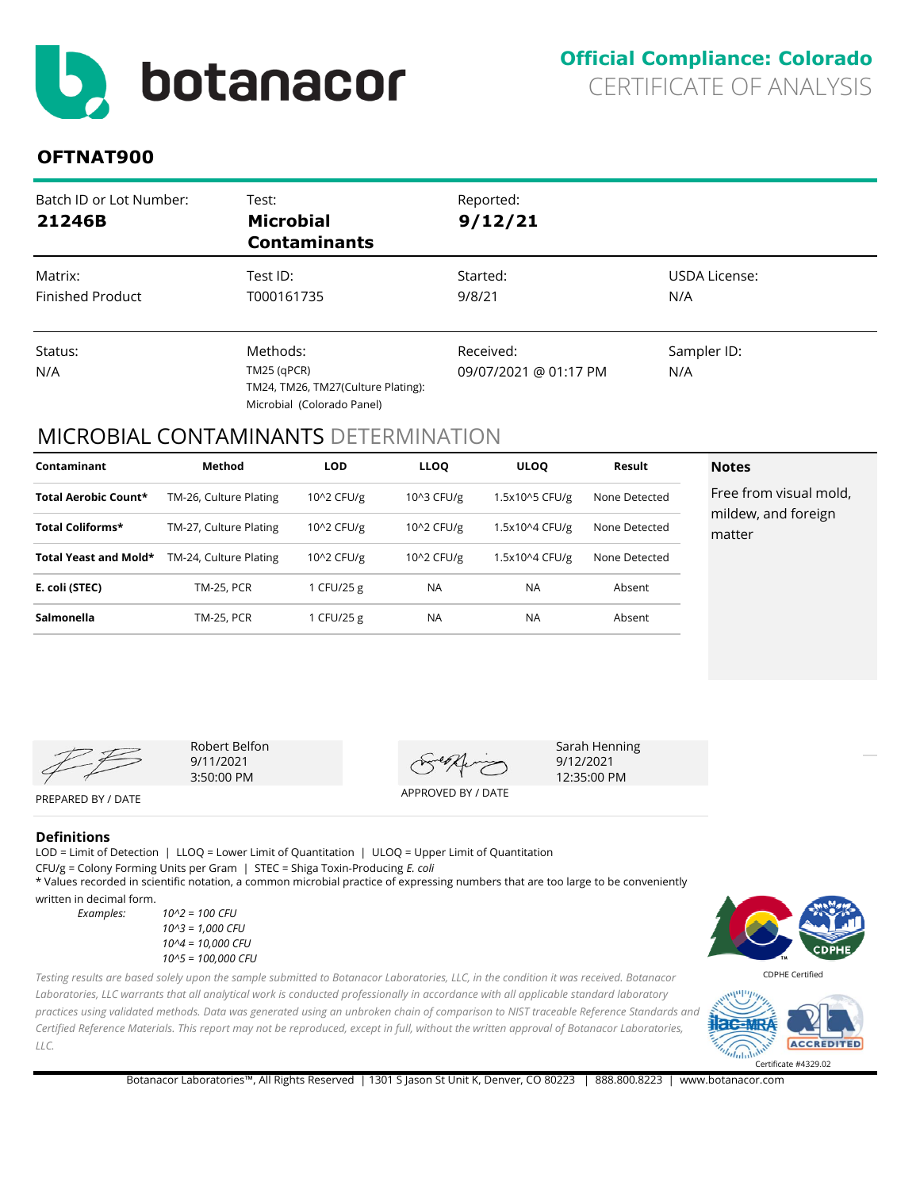# botanacor

**Official Compliance: Colorado**
CERTIFICATE OF ANALYSIS

## OFTNAT900

| | | | |
|---|---|---|---|
| Batch ID or Lot Number: **21246B** | Test: **Microbial Contaminants** | Reported: **9/12/21** | |
| Matrix: Finished Product | Test ID: T000161735 | Started: 9/8/21 | USDA License: N/A |
| Status: N/A | Methods: TM25 (qPCR) TM24, TM26, TM27(Culture Plating): Microbial (Colorado Panel) | Received: 09/07/2021 @ 01:17 PM | Sampler ID: N/A |

## MICROBIAL CONTAMINANTS DETERMINATION

| Contaminant | Method | LOD | LLOQ | ULOQ | Result |
|---|---|---|---|---|---|
| **Total Aerobic Count*** | TM-26, Culture Plating | 10^2 CFU/g | 10^3 CFU/g | 1.5x10^5 CFU/g | None Detected |
| **Total Coliforms*** | TM-27, Culture Plating | 10^2 CFU/g | 10^2 CFU/g | 1.5x10^4 CFU/g | None Detected |
| **Total Yeast and Mold*** | TM-24, Culture Plating | 10^2 CFU/g | 10^2 CFU/g | 1.5x10^4 CFU/g | None Detected |
| **E. coli (STEC)** | TM-25, PCR | 1 CFU/25 g | NA | NA | Absent |
| **Salmonella** | TM-25, PCR | 1 CFU/25 g | NA | NA | Absent |

**Notes**

Free from visual mold, mildew, and foreign matter

Robert Belfon
9/11/2021
3:50:00 PM

PREPARED BY / DATE

Sarah Henning
9/12/2021
12:35:00 PM

APPROVED BY / DATE

### Definitions

LOD = Limit of Detection | LLOQ = Lower Limit of Quantitation | ULOQ = Upper Limit of Quantitation
CFU/g = Colony Forming Units per Gram | STEC = Shiga Toxin-Producing *E. coli*
* Values recorded in scientific notation, a common microbial practice of expressing numbers that are too large to be conveniently written in decimal form.

*Examples:*
*10^2 = 100 CFU*
*10^3 = 1,000 CFU*
*10^4 = 10,000 CFU*
*10^5 = 100,000 CFU*

*Testing results are based solely upon the sample submitted to Botanacor Laboratories, LLC, in the condition it was received. Botanacor Laboratories, LLC warrants that all analytical work is conducted professionally in accordance with all applicable standard laboratory practices using validated methods. Data was generated using an unbroken chain of comparison to NIST traceable Reference Standards and Certified Reference Materials. This report may not be reproduced, except in full, without the written approval of Botanacor Laboratories, LLC.*

CDPHE Certified

Certificate #4329.02

Botanacor Laboratories™, All Rights Reserved | 1301 S Jason St Unit K, Denver, CO 80223 | 888.800.8223 | www.botanacor.com